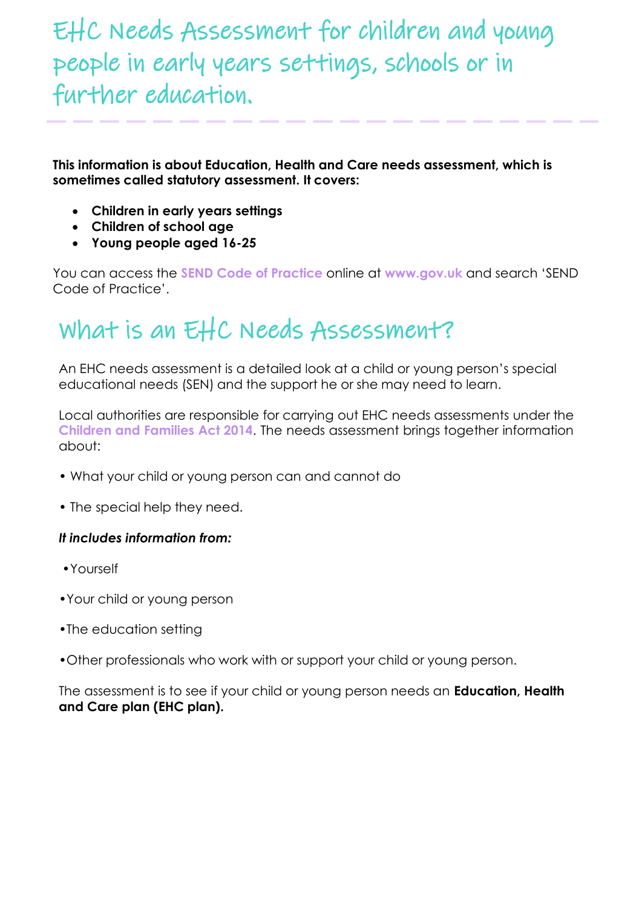# EHC Needs Assessment for children and young people in early years settings, schools or in further education.

**This information is about Education, Health and Care needs assessment, which is sometimes called statutory assessment. It covers:**

- **Children in early years settings**
- **Children of school age**
- **Young people aged 16-25**

You can access the **SEND Code of Practice** online at **www.gov.uk** and search 'SEND Code of Practice'.

## What is an EHC Needs Assessment?

An EHC needs assessment is a detailed look at a child or young person's special educational needs (SEN) and the support he or she may need to learn.

Local authorities are responsible for carrying out EHC needs assessments under the **Children and Families Act 2014**. The needs assessment brings together information about:

- What your child or young person can and cannot do
- The special help they need.

***It includes information from:***

- Yourself
- Your child or young person
- The education setting
- Other professionals who work with or support your child or young person.

The assessment is to see if your child or young person needs an **Education, Health and Care plan (EHC plan).**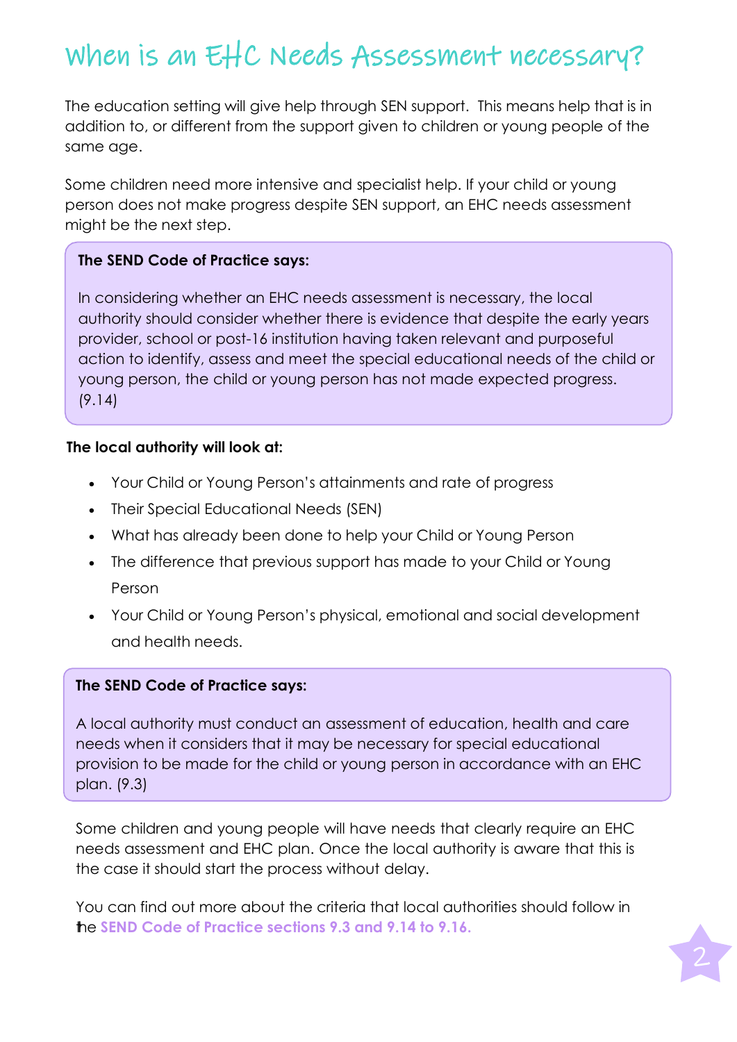# When is an EHC Needs Assessment necessary?

The education setting will give help through SEN support. This means help that is in addition to, or different from the support given to children or young people of the same age.

Some children need more intensive and specialist help. If your child or young person does not make progress despite SEN support, an EHC needs assessment might be the next step.

> **The SEND Code of Practice says:**
>
> In considering whether an EHC needs assessment is necessary, the local authority should consider whether there is evidence that despite the early years provider, school or post-16 institution having taken relevant and purposeful action to identify, assess and meet the special educational needs of the child or young person, the child or young person has not made expected progress. (9.14)

**The local authority will look at:**

- Your Child or Young Person's attainments and rate of progress
- Their Special Educational Needs (SEN)
- What has already been done to help your Child or Young Person
- The difference that previous support has made to your Child or Young Person
- Your Child or Young Person's physical, emotional and social development and health needs.

> **The SEND Code of Practice says:**
>
> A local authority must conduct an assessment of education, health and care needs when it considers that it may be necessary for special educational provision to be made for the child or young person in accordance with an EHC plan. (9.3)

Some children and young people will have needs that clearly require an EHC needs assessment and EHC plan. Once the local authority is aware that this is the case it should start the process without delay.

You can find out more about the criteria that local authorities should follow in the **SEND Code of Practice sections 9.3 and 9.14 to 9.16.**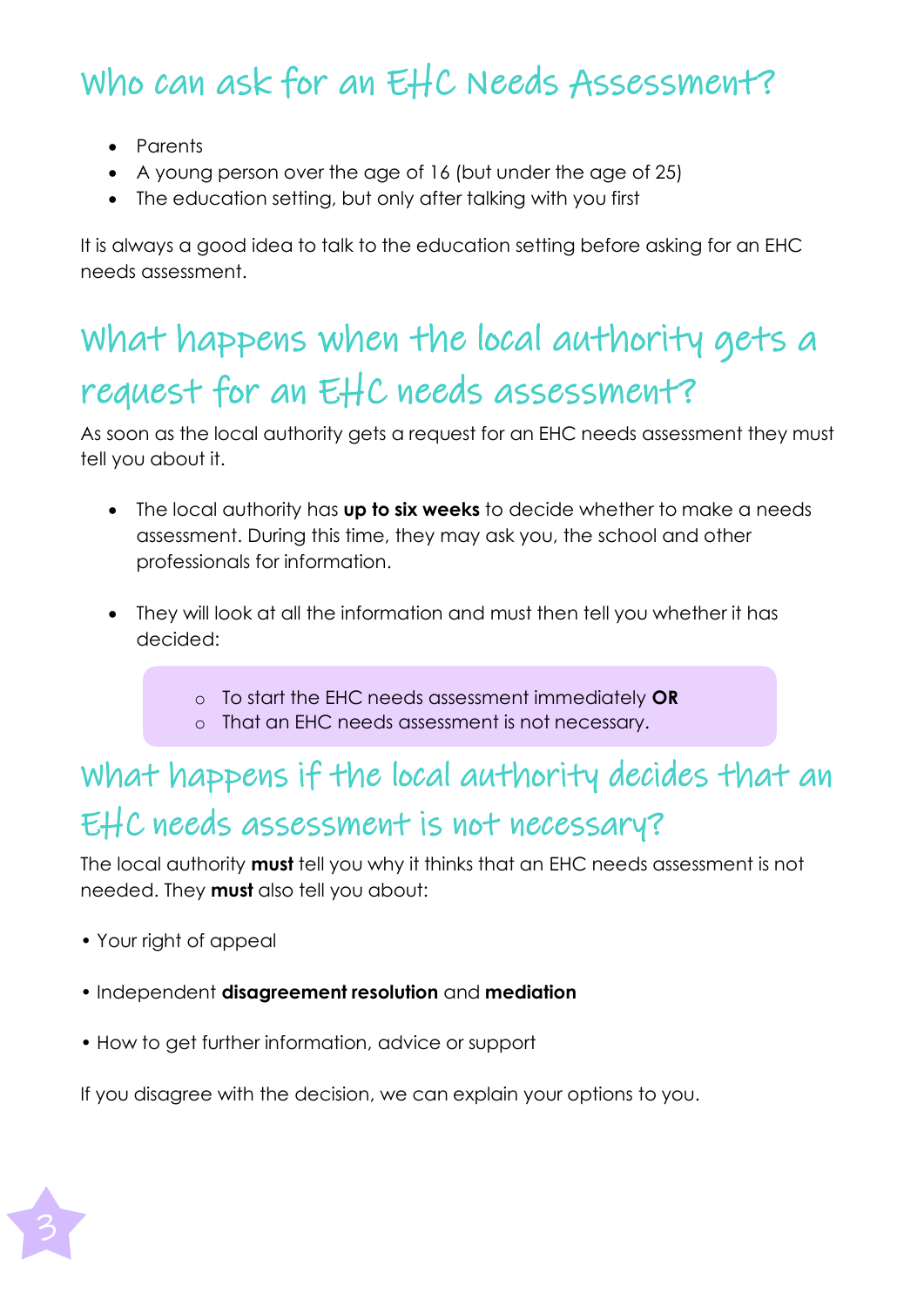## Who can ask for an EHC Needs Assessment?

- Parents
- A young person over the age of 16 (but under the age of 25)
- The education setting, but only after talking with you first

It is always a good idea to talk to the education setting before asking for an EHC needs assessment.

## What happens when the local authority gets a request for an EHC needs assessment?

As soon as the local authority gets a request for an EHC needs assessment they must tell you about it.

- The local authority has **up to six weeks** to decide whether to make a needs assessment. During this time, they may ask you, the school and other professionals for information.

- They will look at all the information and must then tell you whether it has decided:

  - To start the EHC needs assessment immediately **OR**
  - That an EHC needs assessment is not necessary.

## What happens if the local authority decides that an EHC needs assessment is not necessary?

The local authority **must** tell you why it thinks that an EHC needs assessment is not needed. They **must** also tell you about:

- Your right of appeal

- Independent **disagreement resolution** and **mediation**

- How to get further information, advice or support

If you disagree with the decision, we can explain your options to you.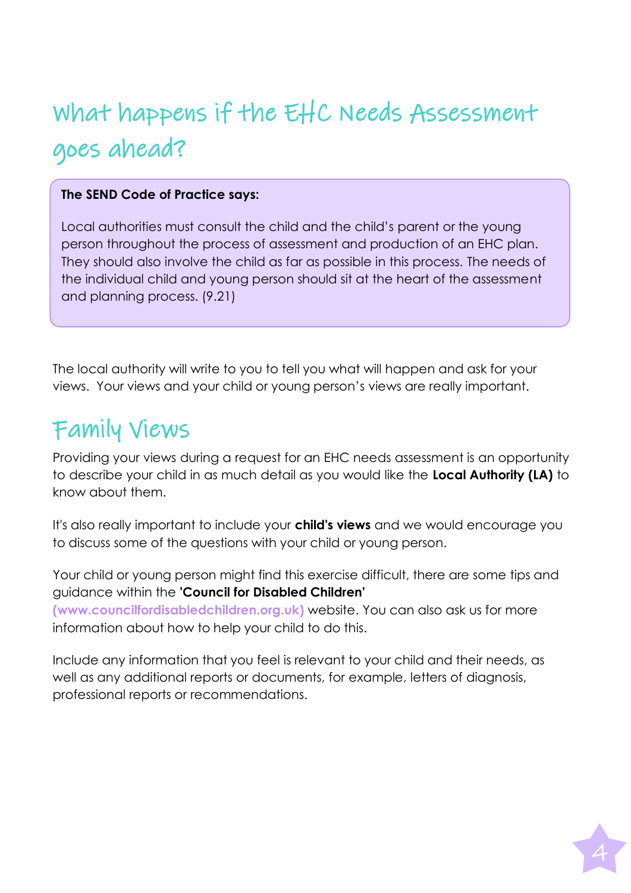# What happens if the EHC Needs Assessment goes ahead?

> **The SEND Code of Practice says:**
>
> Local authorities must consult the child and the child's parent or the young person throughout the process of assessment and production of an EHC plan. They should also involve the child as far as possible in this process. The needs of the individual child and young person should sit at the heart of the assessment and planning process. (9.21)

The local authority will write to you to tell you what will happen and ask for your views. Your views and your child or young person's views are really important.

## Family Views

Providing your views during a request for an EHC needs assessment is an opportunity to describe your child in as much detail as you would like the **Local Authority (LA)** to know about them.

It's also really important to include your **child's views** and we would encourage you to discuss some of the questions with your child or young person.

Your child or young person might find this exercise difficult, there are some tips and guidance within the **'Council for Disabled Children'** **(www.councilfordisabledchildren.org.uk)** website. You can also ask us for more information about how to help your child to do this.

Include any information that you feel is relevant to your child and their needs, as well as any additional reports or documents, for example, letters of diagnosis, professional reports or recommendations.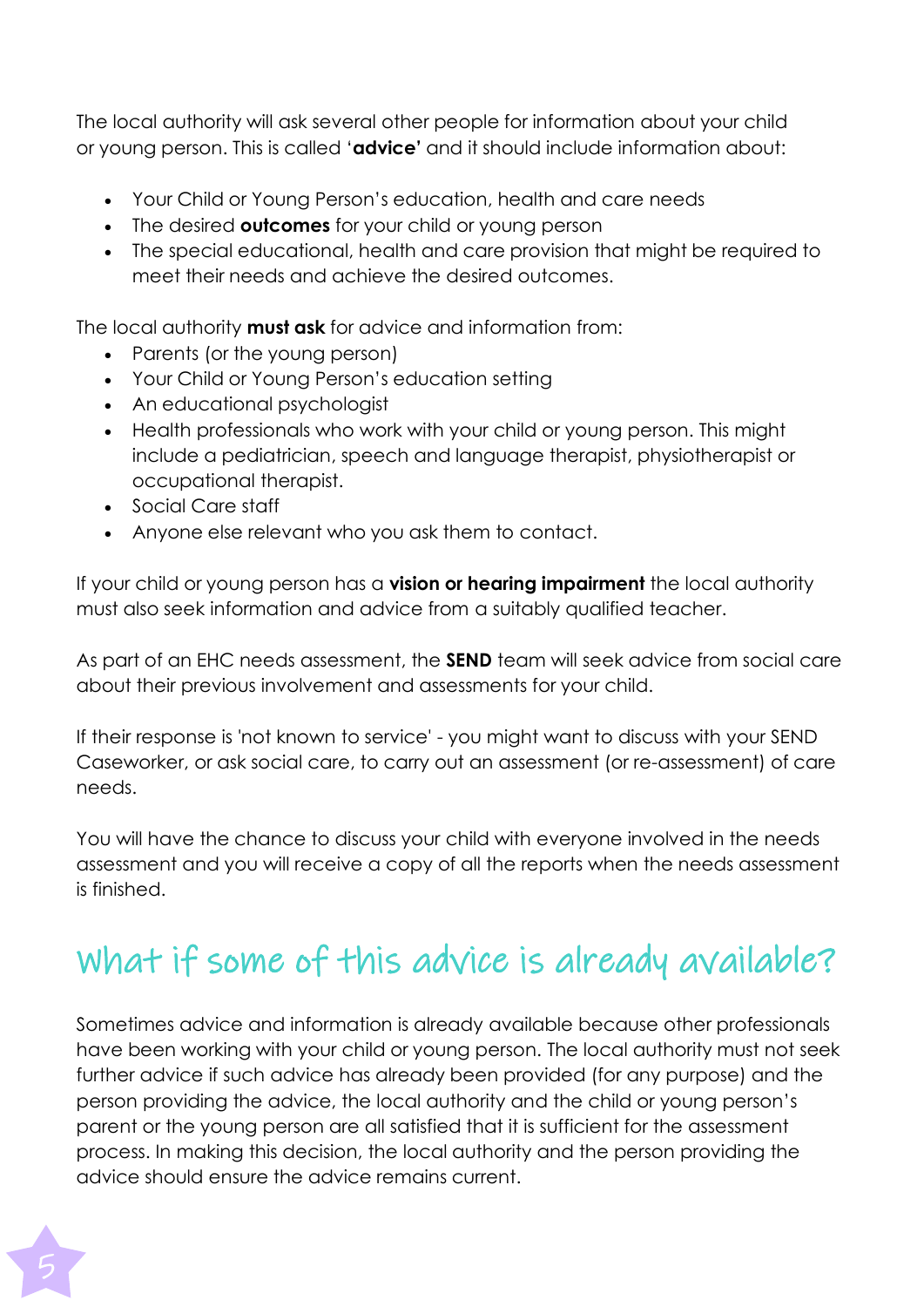The local authority will ask several other people for information about your child or young person. This is called '**advice'** and it should include information about:

- Your Child or Young Person's education, health and care needs
- The desired **outcomes** for your child or young person
- The special educational, health and care provision that might be required to meet their needs and achieve the desired outcomes.

The local authority **must ask** for advice and information from:

- Parents (or the young person)
- Your Child or Young Person's education setting
- An educational psychologist
- Health professionals who work with your child or young person. This might include a pediatrician, speech and language therapist, physiotherapist or occupational therapist.
- Social Care staff
- Anyone else relevant who you ask them to contact.

If your child or young person has a **vision or hearing impairment** the local authority must also seek information and advice from a suitably qualified teacher.

As part of an EHC needs assessment, the **SEND** team will seek advice from social care about their previous involvement and assessments for your child.

If their response is 'not known to service' - you might want to discuss with your SEND Caseworker, or ask social care, to carry out an assessment (or re-assessment) of care needs.

You will have the chance to discuss your child with everyone involved in the needs assessment and you will receive a copy of all the reports when the needs assessment is finished.

## What if some of this advice is already available?

Sometimes advice and information is already available because other professionals have been working with your child or young person. The local authority must not seek further advice if such advice has already been provided (for any purpose) and the person providing the advice, the local authority and the child or young person's parent or the young person are all satisfied that it is sufficient for the assessment process. In making this decision, the local authority and the person providing the advice should ensure the advice remains current.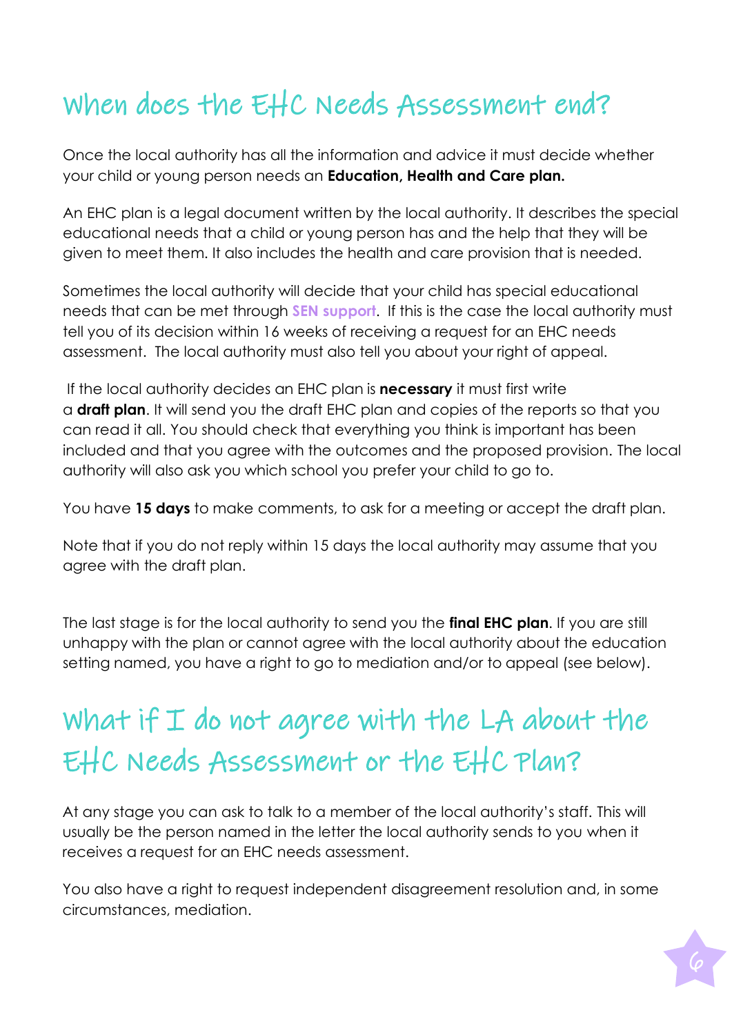## When does the EHC Needs Assessment end?

Once the local authority has all the information and advice it must decide whether your child or young person needs an **Education, Health and Care plan.**

An EHC plan is a legal document written by the local authority. It describes the special educational needs that a child or young person has and the help that they will be given to meet them. It also includes the health and care provision that is needed.

Sometimes the local authority will decide that your child has special educational needs that can be met through **SEN support**. If this is the case the local authority must tell you of its decision within 16 weeks of receiving a request for an EHC needs assessment. The local authority must also tell you about your right of appeal.

If the local authority decides an EHC plan is **necessary** it must first write a **draft plan**. It will send you the draft EHC plan and copies of the reports so that you can read it all. You should check that everything you think is important has been included and that you agree with the outcomes and the proposed provision. The local authority will also ask you which school you prefer your child to go to.

You have **15 days** to make comments, to ask for a meeting or accept the draft plan.

Note that if you do not reply within 15 days the local authority may assume that you agree with the draft plan.

The last stage is for the local authority to send you the **final EHC plan**. If you are still unhappy with the plan or cannot agree with the local authority about the education setting named, you have a right to go to mediation and/or to appeal (see below).

## What if I do not agree with the LA about the EHC Needs Assessment or the EHC Plan?

At any stage you can ask to talk to a member of the local authority's staff. This will usually be the person named in the letter the local authority sends to you when it receives a request for an EHC needs assessment.

You also have a right to request independent disagreement resolution and, in some circumstances, mediation.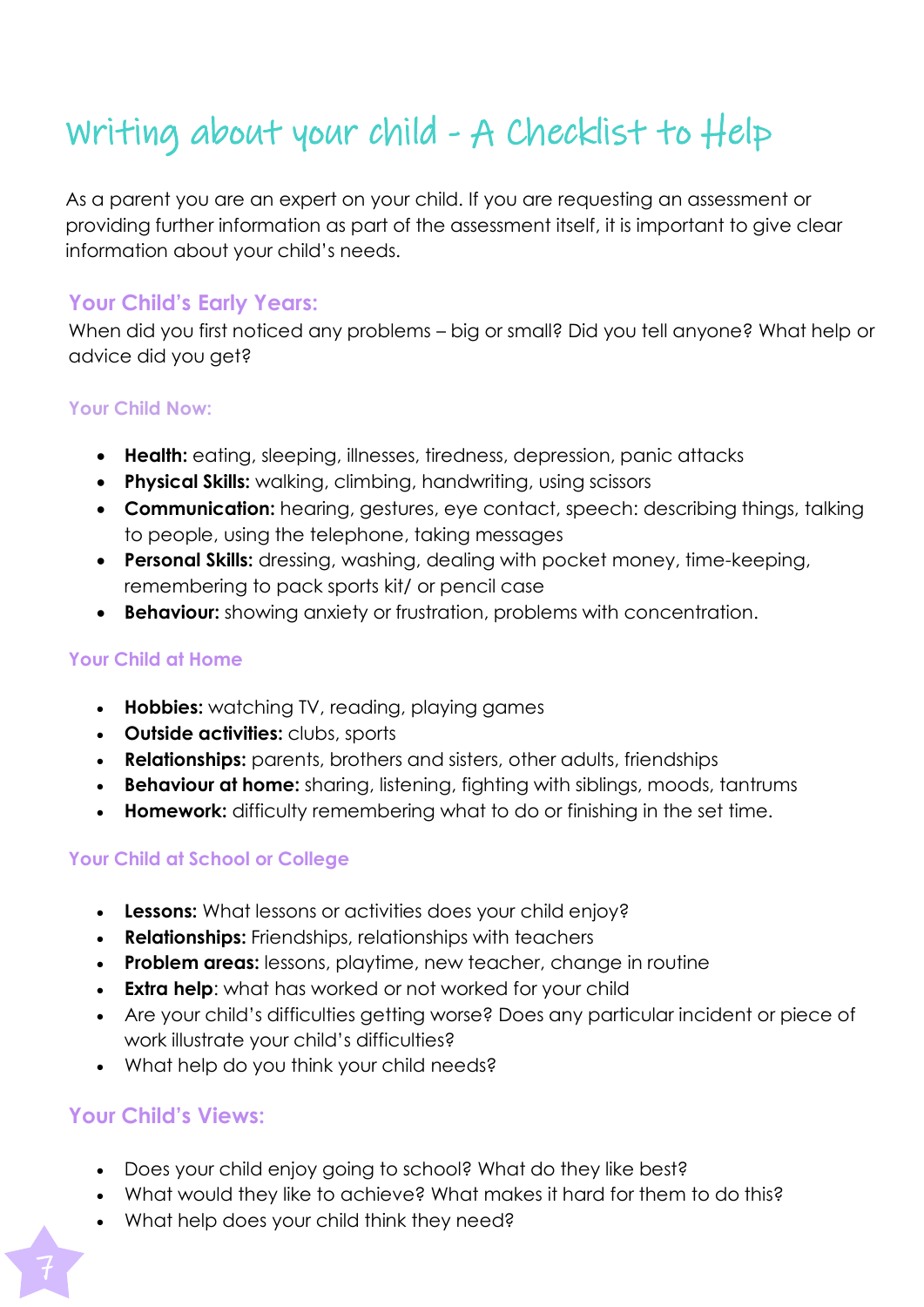# Writing about your child - A Checklist to Help

As a parent you are an expert on your child. If you are requesting an assessment or providing further information as part of the assessment itself, it is important to give clear information about your child's needs.

## Your Child's Early Years:

When did you first noticed any problems – big or small? Did you tell anyone? What help or advice did you get?

### Your Child Now:

- **Health:** eating, sleeping, illnesses, tiredness, depression, panic attacks
- **Physical Skills:** walking, climbing, handwriting, using scissors
- **Communication:** hearing, gestures, eye contact, speech: describing things, talking to people, using the telephone, taking messages
- **Personal Skills:** dressing, washing, dealing with pocket money, time-keeping, remembering to pack sports kit/ or pencil case
- **Behaviour:** showing anxiety or frustration, problems with concentration.

### Your Child at Home

- **Hobbies:** watching TV, reading, playing games
- **Outside activities:** clubs, sports
- **Relationships:** parents, brothers and sisters, other adults, friendships
- **Behaviour at home:** sharing, listening, fighting with siblings, moods, tantrums
- **Homework:** difficulty remembering what to do or finishing in the set time.

### Your Child at School or College

- **Lessons:** What lessons or activities does your child enjoy?
- **Relationships:** Friendships, relationships with teachers
- **Problem areas:** lessons, playtime, new teacher, change in routine
- **Extra help**: what has worked or not worked for your child
- Are your child's difficulties getting worse? Does any particular incident or piece of work illustrate your child's difficulties?
- What help do you think your child needs?

## Your Child's Views:

- Does your child enjoy going to school? What do they like best?
- What would they like to achieve? What makes it hard for them to do this?
- What help does your child think they need?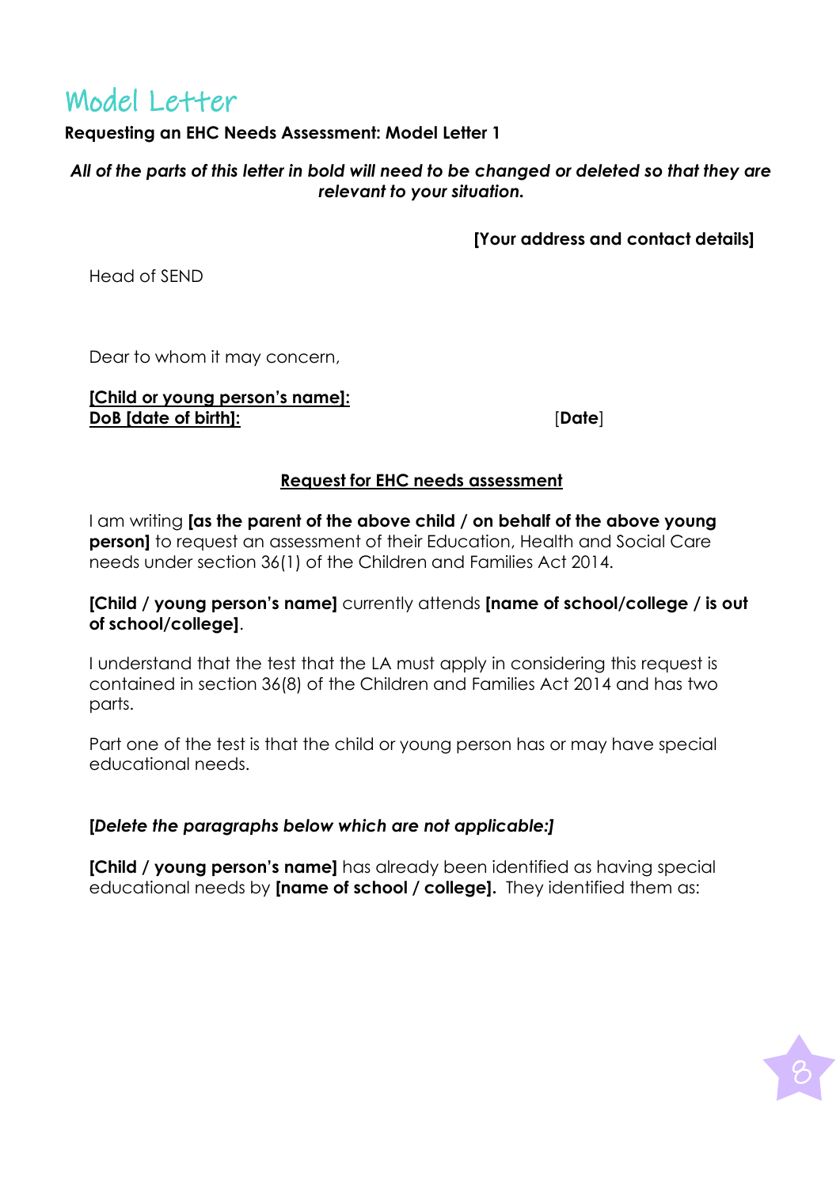# Model Letter

**Requesting an EHC Needs Assessment: Model Letter 1**

***All of the parts of this letter in bold will need to be changed or deleted so that they are relevant to your situation.***

**[Your address and contact details]**

Head of SEND

Dear to whom it may concern,

**[Child or young person's name]:**
**DoB [date of birth]:**

[**Date**]

**Request for EHC needs assessment**

I am writing **[as the parent of the above child / on behalf of the above young person]** to request an assessment of their Education, Health and Social Care needs under section 36(1) of the Children and Families Act 2014.

**[Child / young person's name]** currently attends **[name of school/college / is out of school/college]**.

I understand that the test that the LA must apply in considering this request is contained in section 36(8) of the Children and Families Act 2014 and has two parts.

Part one of the test is that the child or young person has or may have special educational needs.

***[Delete the paragraphs below which are not applicable:]***

**[Child / young person's name]** has already been identified as having special educational needs by **[name of school / college].** They identified them as: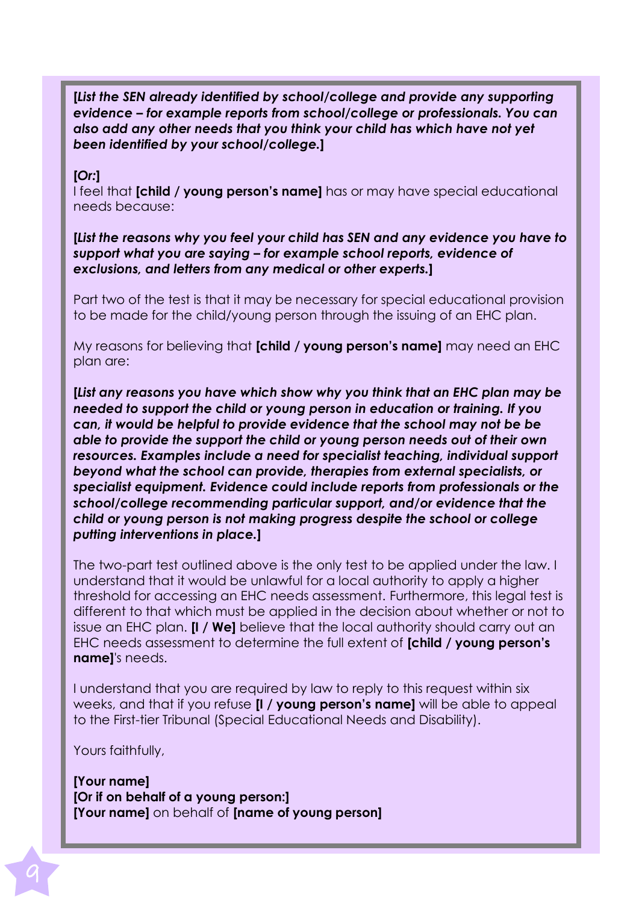***[List the SEN already identified by school/college and provide any supporting evidence – for example reports from school/college or professionals. You can also add any other needs that you think your child has which have not yet been identified by your school/college.]***

**[*Or:*]**
I feel that **[child / young person's name]** has or may have special educational needs because:

***[List the reasons why you feel your child has SEN and any evidence you have to support what you are saying – for example school reports, evidence of exclusions, and letters from any medical or other experts.]***

Part two of the test is that it may be necessary for special educational provision to be made for the child/young person through the issuing of an EHC plan.

My reasons for believing that **[child / young person's name]** may need an EHC plan are:

***[List any reasons you have which show why you think that an EHC plan may be needed to support the child or young person in education or training. If you can, it would be helpful to provide evidence that the school may not be able to provide the support the child or young person needs out of their own resources. Examples include a need for specialist teaching, individual support beyond what the school can provide, therapies from external specialists, or specialist equipment. Evidence could include reports from professionals or the school/college recommending particular support, and/or evidence that the child or young person is not making progress despite the school or college putting interventions in place.]***

The two-part test outlined above is the only test to be applied under the law. I understand that it would be unlawful for a local authority to apply a higher threshold for accessing an EHC needs assessment. Furthermore, this legal test is different to that which must be applied in the decision about whether or not to issue an EHC plan. **[I / We]** believe that the local authority should carry out an EHC needs assessment to determine the full extent of **[child / young person's name]**'s needs.

I understand that you are required by law to reply to this request within six weeks, and that if you refuse **[I / young person's name]** will be able to appeal to the First-tier Tribunal (Special Educational Needs and Disability).

Yours faithfully,

**[Your name]**
**[Or if on behalf of a young person:]**
**[Your name]** on behalf of **[name of young person]**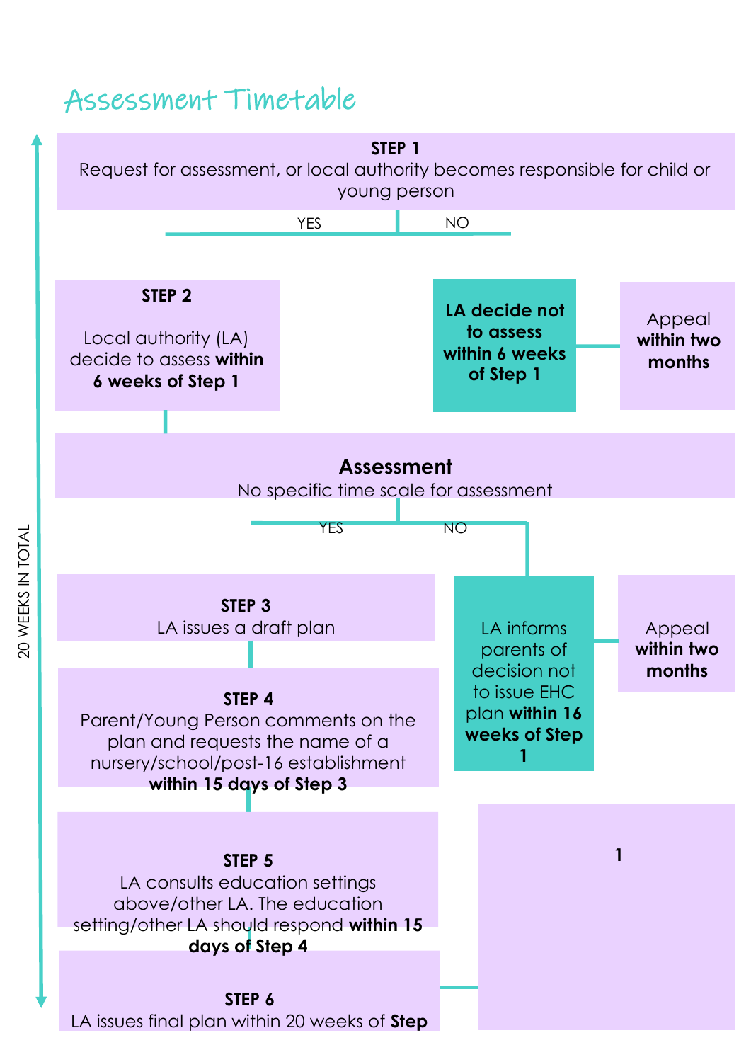# Assessment Timetable

20 WEEKS IN TOTAL

**STEP 1**
Request for assessment, or local authority becomes responsible for child or young person

YES NO

**STEP 2**

Local authority (LA) decide to assess **within 6 weeks of Step 1**

**LA decide not to assess within 6 weeks of Step 1**

Appeal **within two months**

**Assessment**
No specific time scale for assessment

YES NO

**STEP 3**
LA issues a draft plan

LA informs parents of decision not to issue EHC plan **within 16 weeks of Step 1**

Appeal **within two months**

**STEP 4**
Parent/Young Person comments on the plan and requests the name of a nursery/school/post-16 establishment **within 15 days of Step 3**

**STEP 5**
LA consults education settings above/other LA. The education setting/other LA should respond **within 15 days of Step 4**

**STEP 6**
LA issues final plan within 20 weeks of **Step**

**1**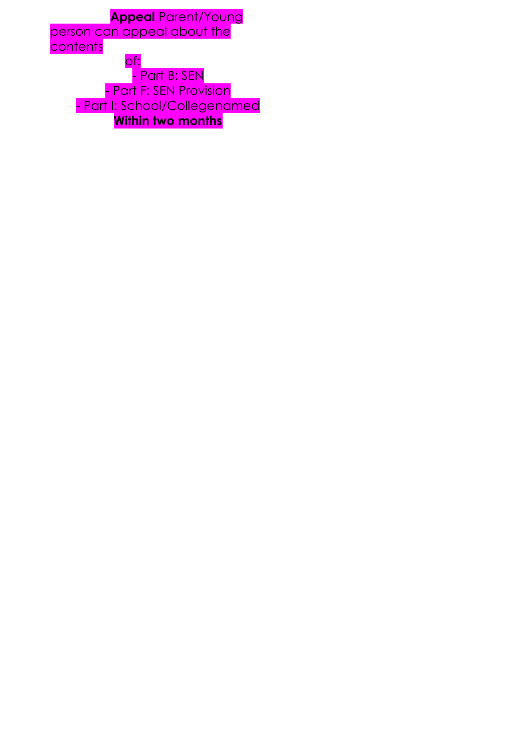**Appeal** Parent/Young person can appeal about the contents of:

- Part B: SEN
- Part F: SEN Provision
- Part I: School/Collegenamed

**Within two months**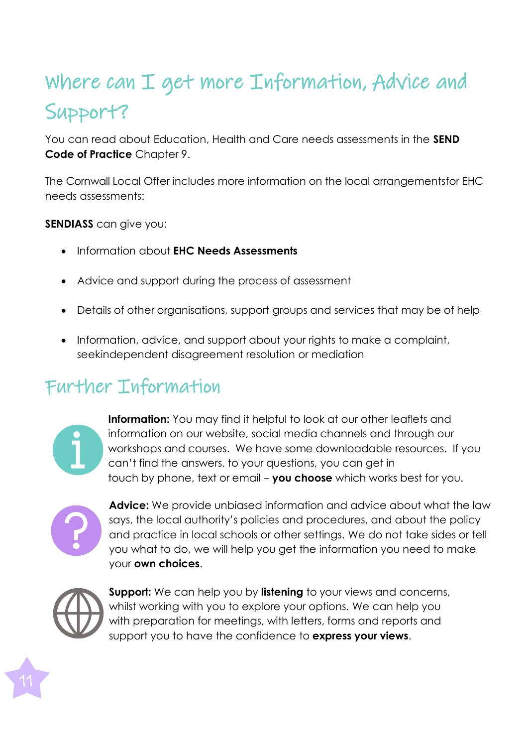# Where can I get more Information, Advice and Support?

You can read about Education, Health and Care needs assessments in the **SEND Code of Practice** Chapter 9.

The Cornwall Local Offer includes more information on the local arrangementsfor EHC needs assessments:

**SENDIASS** can give you:

- Information about **EHC Needs Assessments**
- Advice and support during the process of assessment
- Details of other organisations, support groups and services that may be of help
- Information, advice, and support about your rights to make a complaint, seekindependent disagreement resolution or mediation

# Further Information

**Information:** You may find it helpful to look at our other leaflets and information on our website, social media channels and through our workshops and courses. We have some downloadable resources. If you can't find the answers. to your questions, you can get in touch by phone, text or email – **you choose** which works best for you.

**Advice:** We provide unbiased information and advice about what the law says, the local authority's policies and procedures, and about the policy and practice in local schools or other settings. We do not take sides or tell you what to do, we will help you get the information you need to make your **own choices**.

**Support:** We can help you by **listening** to your views and concerns, whilst working with you to explore your options. We can help you with preparation for meetings, with letters, forms and reports and support you to have the confidence to **express your views**.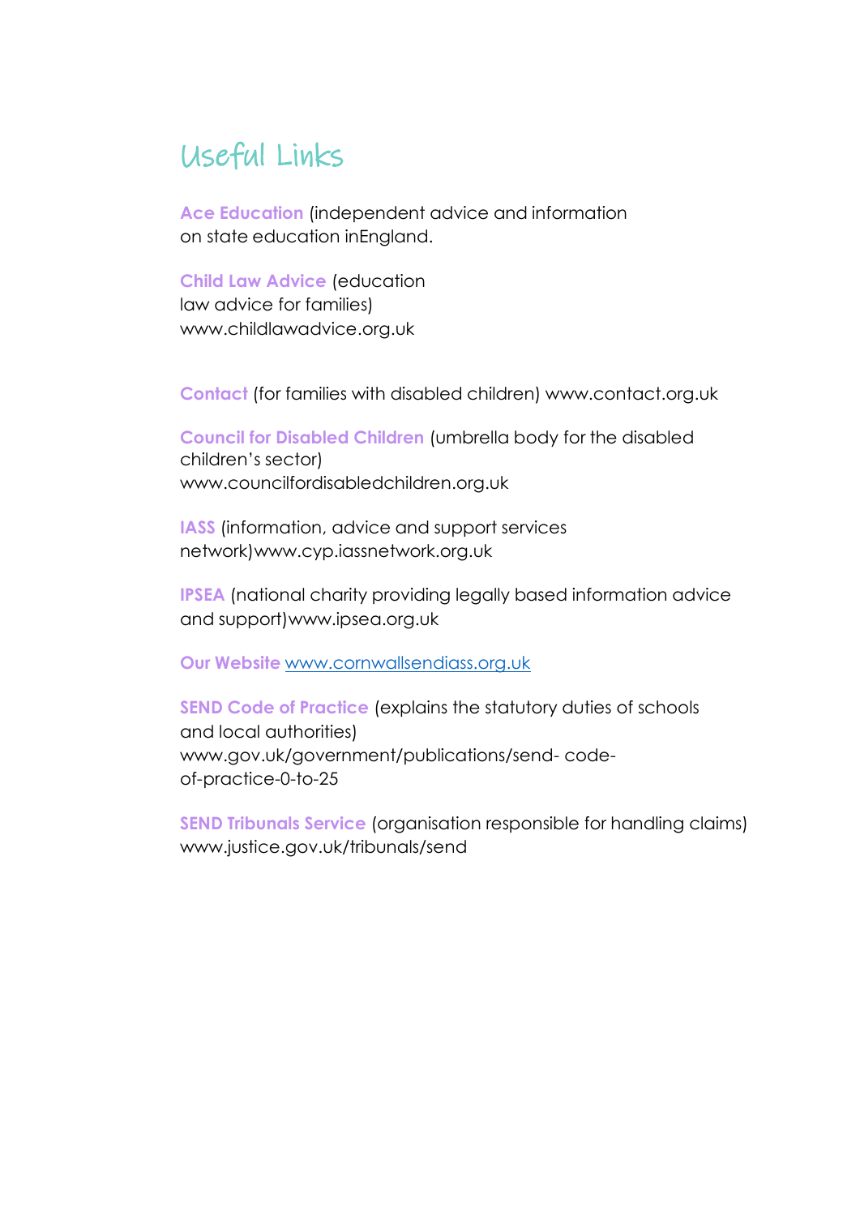# Useful Links

**Ace Education** (independent advice and information on state education inEngland.

**Child Law Advice** (education law advice for families) www.childlawadvice.org.uk

**Contact** (for families with disabled children) www.contact.org.uk

**Council for Disabled Children** (umbrella body for the disabled children's sector) www.councilfordisabledchildren.org.uk

**IASS** (information, advice and support services network)www.cyp.iassnetwork.org.uk

**IPSEA** (national charity providing legally based information advice and support)www.ipsea.org.uk

**Our Website** [www.cornwallsendiass.org.uk](http://www.cornwallsendiass.org.uk)

**SEND Code of Practice** (explains the statutory duties of schools and local authorities) www.gov.uk/government/publications/send- code-of-practice-0-to-25

**SEND Tribunals Service** (organisation responsible for handling claims) www.justice.gov.uk/tribunals/send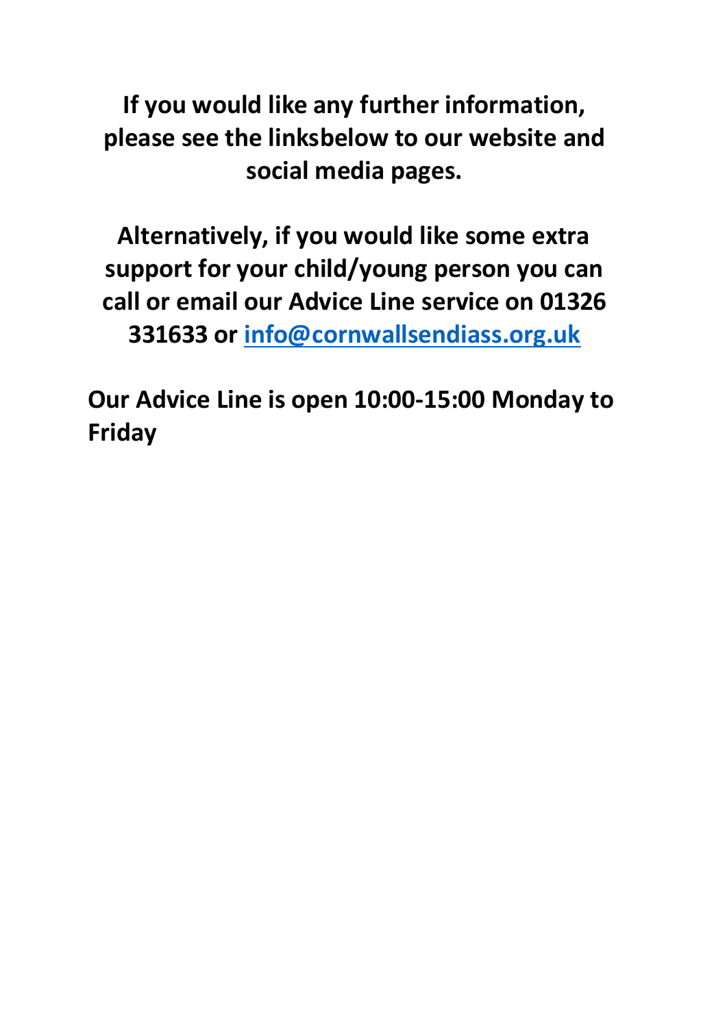**If you would like any further information, please see the linksbelow to our website and social media pages.**

**Alternatively, if you would like some extra support for your child/young person you can call or email our Advice Line service on 01326 331633 or info@cornwallsendiass.org.uk**

**Our Advice Line is open 10:00-15:00 Monday to Friday**